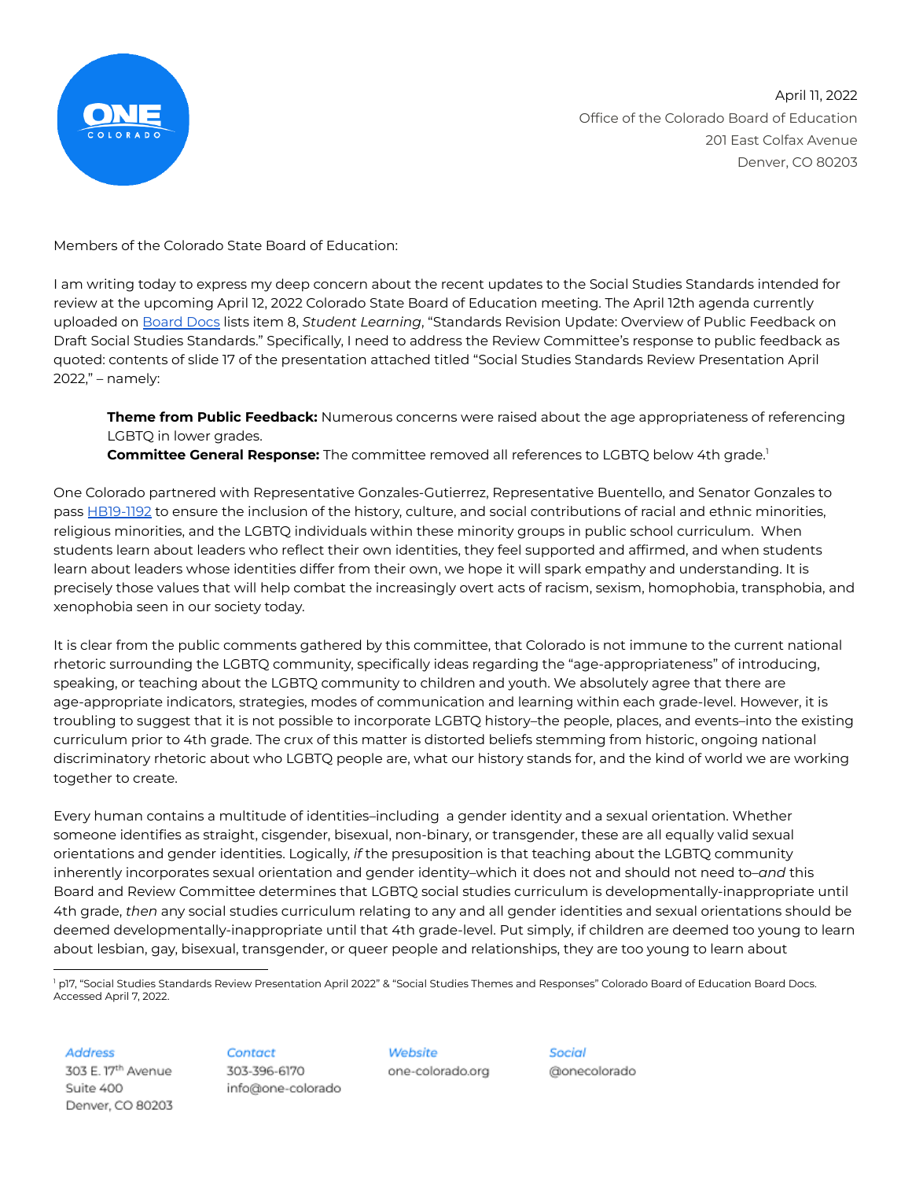ONE COLORADO

April 11, 2022
Office of the Colorado Board of Education
201 East Colfax Avenue
Denver, CO 80203

Members of the Colorado State Board of Education:

I am writing today to express my deep concern about the recent updates to the Social Studies Standards intended for review at the upcoming April 12, 2022 Colorado State Board of Education meeting. The April 12th agenda currently uploaded on Board Docs lists item 8, *Student Learning*, "Standards Revision Update: Overview of Public Feedback on Draft Social Studies Standards." Specifically, I need to address the Review Committee's response to public feedback as quoted: contents of slide 17 of the presentation attached titled "Social Studies Standards Review Presentation April 2022," – namely:

> **Theme from Public Feedback:** Numerous concerns were raised about the age appropriateness of referencing LGBTQ in lower grades.
> **Committee General Response:** The committee removed all references to LGBTQ below 4th grade.[1]

One Colorado partnered with Representative Gonzales-Gutierrez, Representative Buentello, and Senator Gonzales to pass HB19-1192 to ensure the inclusion of the history, culture, and social contributions of racial and ethnic minorities, religious minorities, and the LGBTQ individuals within these minority groups in public school curriculum. When students learn about leaders who reflect their own identities, they feel supported and affirmed, and when students learn about leaders whose identities differ from their own, we hope it will spark empathy and understanding. It is precisely those values that will help combat the increasingly overt acts of racism, sexism, homophobia, transphobia, and xenophobia seen in our society today.

It is clear from the public comments gathered by this committee, that Colorado is not immune to the current national rhetoric surrounding the LGBTQ community, specifically ideas regarding the "age-appropriateness" of introducing, speaking, or teaching about the LGBTQ community to children and youth. We absolutely agree that there are age-appropriate indicators, strategies, modes of communication and learning within each grade-level. However, it is troubling to suggest that it is not possible to incorporate LGBTQ history–the people, places, and events–into the existing curriculum prior to 4th grade. The crux of this matter is distorted beliefs stemming from historic, ongoing national discriminatory rhetoric about who LGBTQ people are, what our history stands for, and the kind of world we are working together to create.

Every human contains a multitude of identities–including a gender identity and a sexual orientation. Whether someone identifies as straight, cisgender, bisexual, non-binary, or transgender, these are all equally valid sexual orientations and gender identities. Logically, *if* the presupposition is that teaching about the LGBTQ community inherently incorporates sexual orientation and gender identity–which it does not and should not need to–*and* this Board and Review Committee determines that LGBTQ social studies curriculum is developmentally-inappropriate until 4th grade, *then* any social studies curriculum relating to any and all gender identities and sexual orientations should be deemed developmentally-inappropriate until that 4th grade-level. Put simply, if children are deemed too young to learn about lesbian, gay, bisexual, transgender, or queer people and relationships, they are too young to learn about

[1] p17, "Social Studies Standards Review Presentation April 2022" & "Social Studies Themes and Responses" Colorado Board of Education Board Docs. Accessed April 7, 2022.

| Address | Contact | Website | Social |
| --- | --- | --- | --- |
| 303 E. 17th Avenue Suite 400 Denver, CO 80203 | 303-396-6170 info@one-colorado | one-colorado.org | @onecolorado |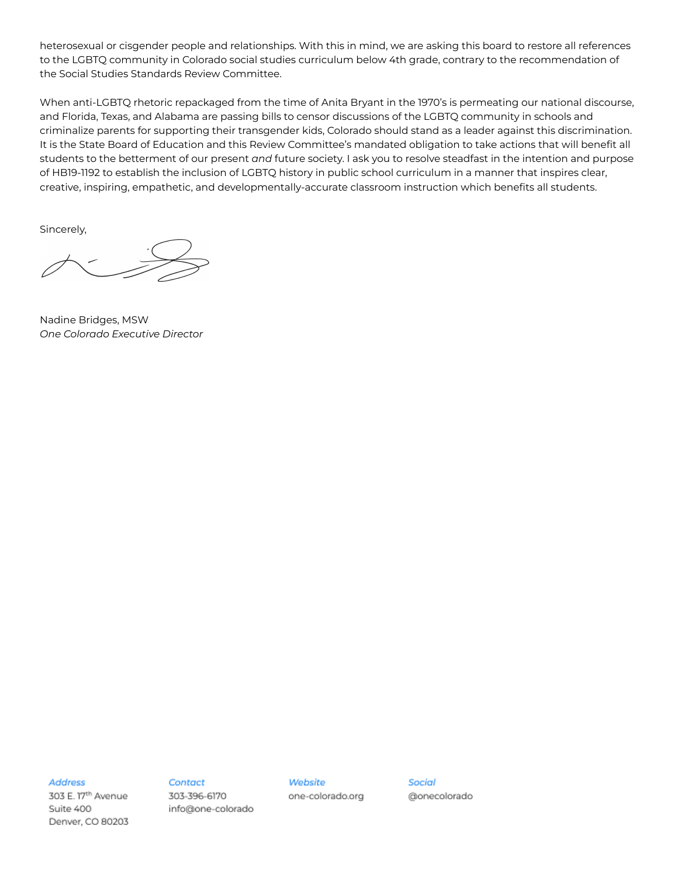heterosexual or cisgender people and relationships. With this in mind, we are asking this board to restore all references to the LGBTQ community in Colorado social studies curriculum below 4th grade, contrary to the recommendation of the Social Studies Standards Review Committee.

When anti-LGBTQ rhetoric repackaged from the time of Anita Bryant in the 1970's is permeating our national discourse, and Florida, Texas, and Alabama are passing bills to censor discussions of the LGBTQ community in schools and criminalize parents for supporting their transgender kids, Colorado should stand as a leader against this discrimination. It is the State Board of Education and this Review Committee's mandated obligation to take actions that will benefit all students to the betterment of our present *and* future society. I ask you to resolve steadfast in the intention and purpose of HB19-1192 to establish the inclusion of LGBTQ history in public school curriculum in a manner that inspires clear, creative, inspiring, empathetic, and developmentally-accurate classroom instruction which benefits all students.

Sincerely,

Nadine Bridges, MSW
*One Colorado Executive Director*

*Address*
303 E. 17th Avenue
Suite 400
Denver, CO 80203

*Contact*
303-396-6170
info@one-colorado

*Website*
one-colorado.org

*Social*
@onecolorado